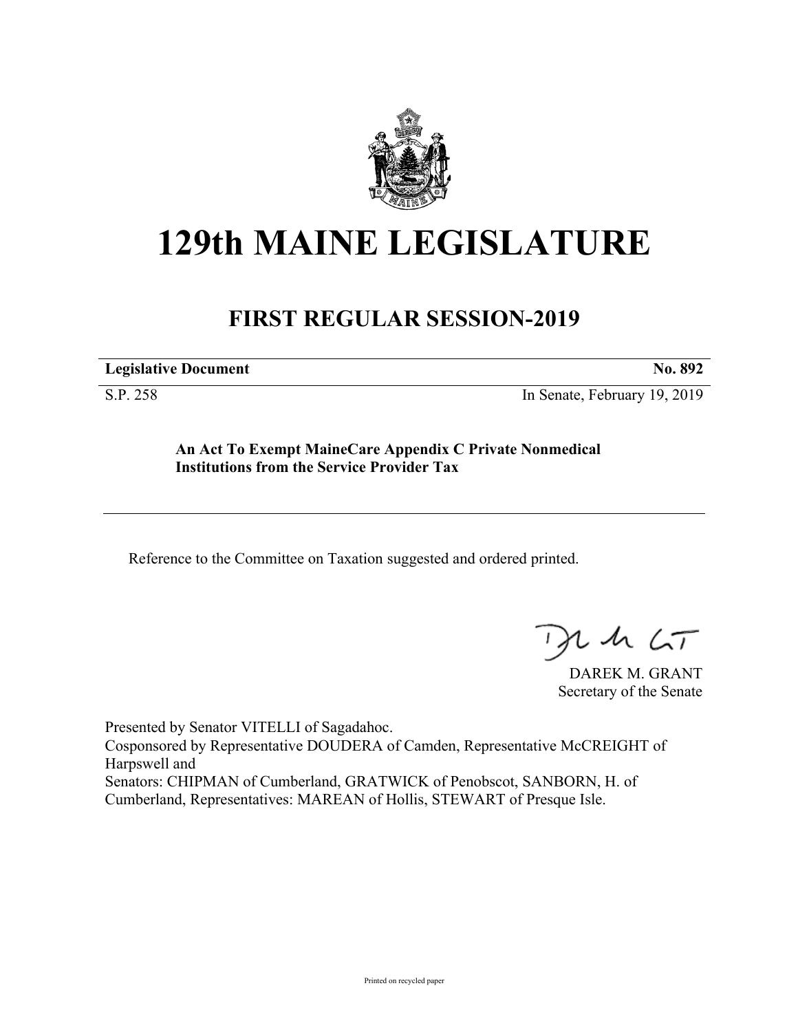# 129th MAINE LEGISLATURE

## FIRST REGULAR SESSION-2019

**Legislative Document** **No. 892**

S.P. 258 In Senate, February 19, 2019

**An Act To Exempt MaineCare Appendix C Private Nonmedical Institutions from the Service Provider Tax**

Reference to the Committee on Taxation suggested and ordered printed.

DAREK M. GRANT
Secretary of the Senate

Presented by Senator VITELLI of Sagadahoc.
Cosponsored by Representative DOUDERA of Camden, Representative McCREIGHT of Harpswell and
Senators: CHIPMAN of Cumberland, GRATWICK of Penobscot, SANBORN, H. of Cumberland, Representatives: MAREAN of Hollis, STEWART of Presque Isle.

Printed on recycled paper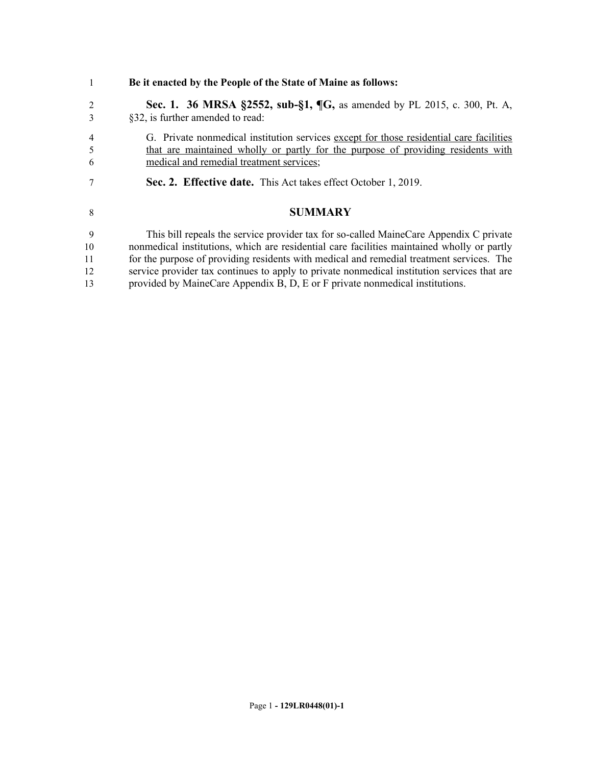**Be it enacted by the People of the State of Maine as follows:**

**Sec. 1. 36 MRSA §2552, sub-§1, ¶G,** as amended by PL 2015, c. 300, Pt. A, §32, is further amended to read:

G. Private nonmedical institution services <u>except for those residential care facilities that are maintained wholly or partly for the purpose of providing residents with medical and remedial treatment services</u>;

**Sec. 2. Effective date.** This Act takes effect October 1, 2019.

## SUMMARY

This bill repeals the service provider tax for so-called MaineCare Appendix C private nonmedical institutions, which are residential care facilities maintained wholly or partly for the purpose of providing residents with medical and remedial treatment services. The service provider tax continues to apply to private nonmedical institution services that are provided by MaineCare Appendix B, D, E or F private nonmedical institutions.